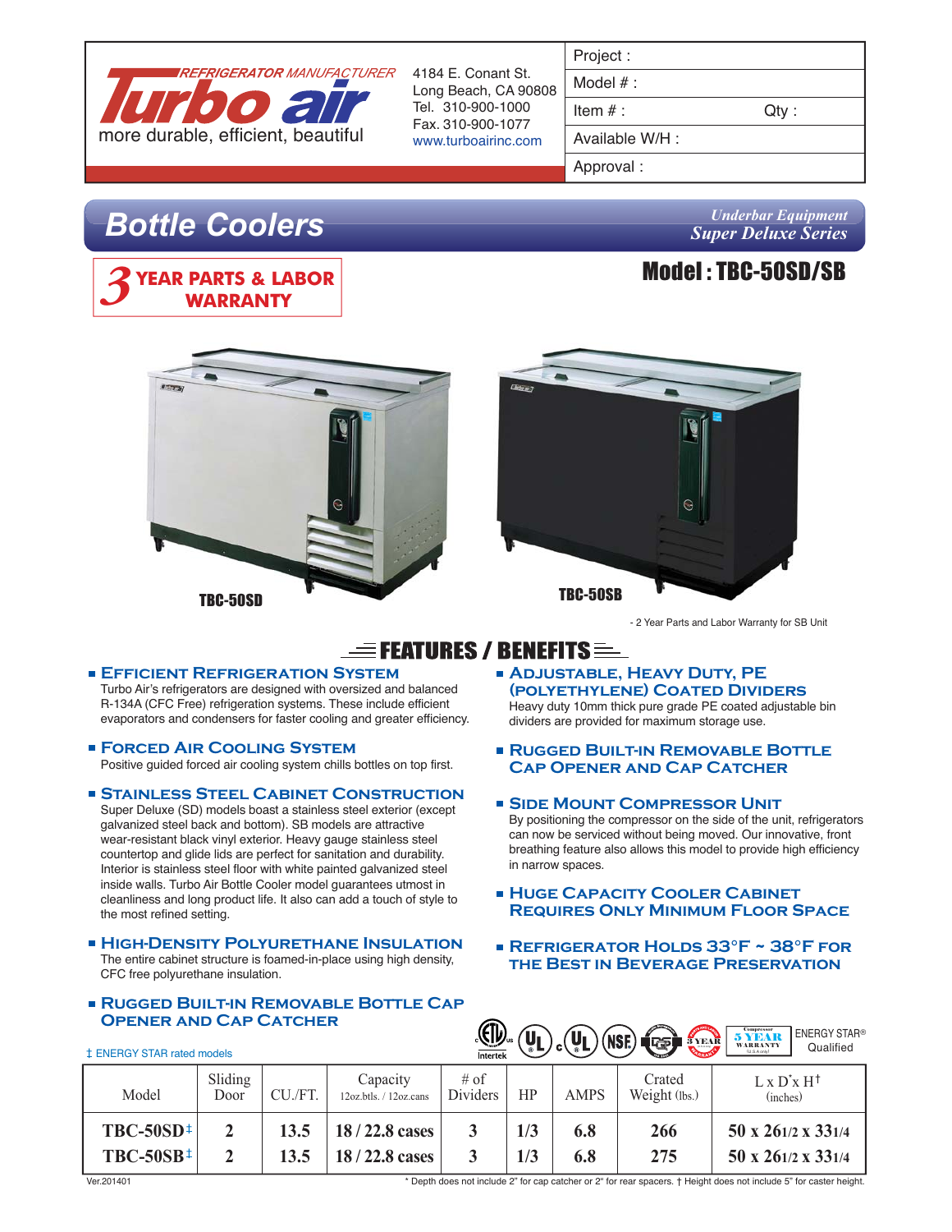REFRIGERATOR MANUFACTURER
**Turbo air**
more durable, efficient, beautiful

4184 E. Conant St.
Long Beach, CA 90808
Tel. 310-900-1000
Fax. 310-900-1077
www.turboairinc.com

| Project : | |
|---|---|
| Model # : | |
| Item # : | Qty : |
| Available W/H : | |
| Approval : | |

# Bottle Coolers

*Underbar Equipment*
*Super Deluxe Series*

**3 YEAR PARTS & LABOR WARRANTY**

## Model : TBC-50SD/SB

TBC-50SD

TBC-50SB

- 2 Year Parts and Labor Warranty for SB Unit

## FEATURES / BENEFITS

### Efficient Refrigeration System
Turbo Air's refrigerators are designed with oversized and balanced R-134A (CFC Free) refrigeration systems. These include efficient evaporators and condensers for faster cooling and greater efficiency.

### Forced Air Cooling System
Positive guided forced air cooling system chills bottles on top first.

### Stainless Steel Cabinet Construction
Super Deluxe (SD) models boast a stainless steel exterior (except galvanized steel back and bottom). SB models are attractive wear-resistant black vinyl exterior. Heavy gauge stainless steel countertop and glide lids are perfect for sanitation and durability. Interior is stainless steel floor with white painted galvanized steel inside walls. Turbo Air Bottle Cooler model guarantees utmost in cleanliness and long product life. It also can add a touch of style to the most refined setting.

### High-Density Polyurethane Insulation
The entire cabinet structure is foamed-in-place using high density, CFC free polyurethane insulation.

### Rugged Built-In Removable Bottle Cap Opener and Cap Catcher

### Adjustable, Heavy Duty, PE (Polyethylene) Coated Dividers
Heavy duty 10mm thick pure grade PE coated adjustable bin dividers are provided for maximum storage use.

### Rugged Built-In Removable Bottle Cap Opener and Cap Catcher

### Side Mount Compressor Unit
By positioning the compressor on the side of the unit, refrigerators can now be serviced without being moved. Our innovative, front breathing feature also allows this model to provide high efficiency in narrow spaces.

### Huge Capacity Cooler Cabinet Requires Only Minimum Floor Space

### Refrigerator Holds 33°F ~ 38°F for the Best in Beverage Preservation

ENERGY STAR® Qualified

‡ ENERGY STAR rated models

| Model | Sliding Door | CU./FT. | Capacity 12oz.btls. / 12oz.cans | # of Dividers | HP | AMPS | Crated Weight (lbs.) | L x D* x H† (inches) |
|---|---|---|---|---|---|---|---|---|
| TBC-50SD‡ | 2 | 13.5 | 18 / 22.8 cases | 3 | 1/3 | 6.8 | 266 | 50 x 26 1/2 x 33 1/4 |
| TBC-50SB‡ | 2 | 13.5 | 18 / 22.8 cases | 3 | 1/3 | 6.8 | 275 | 50 x 26 1/2 x 33 1/4 |

Ver.201401

\* Depth does not include 2" for cap catcher or 2" for rear spacers. † Height does not include 5" for caster height.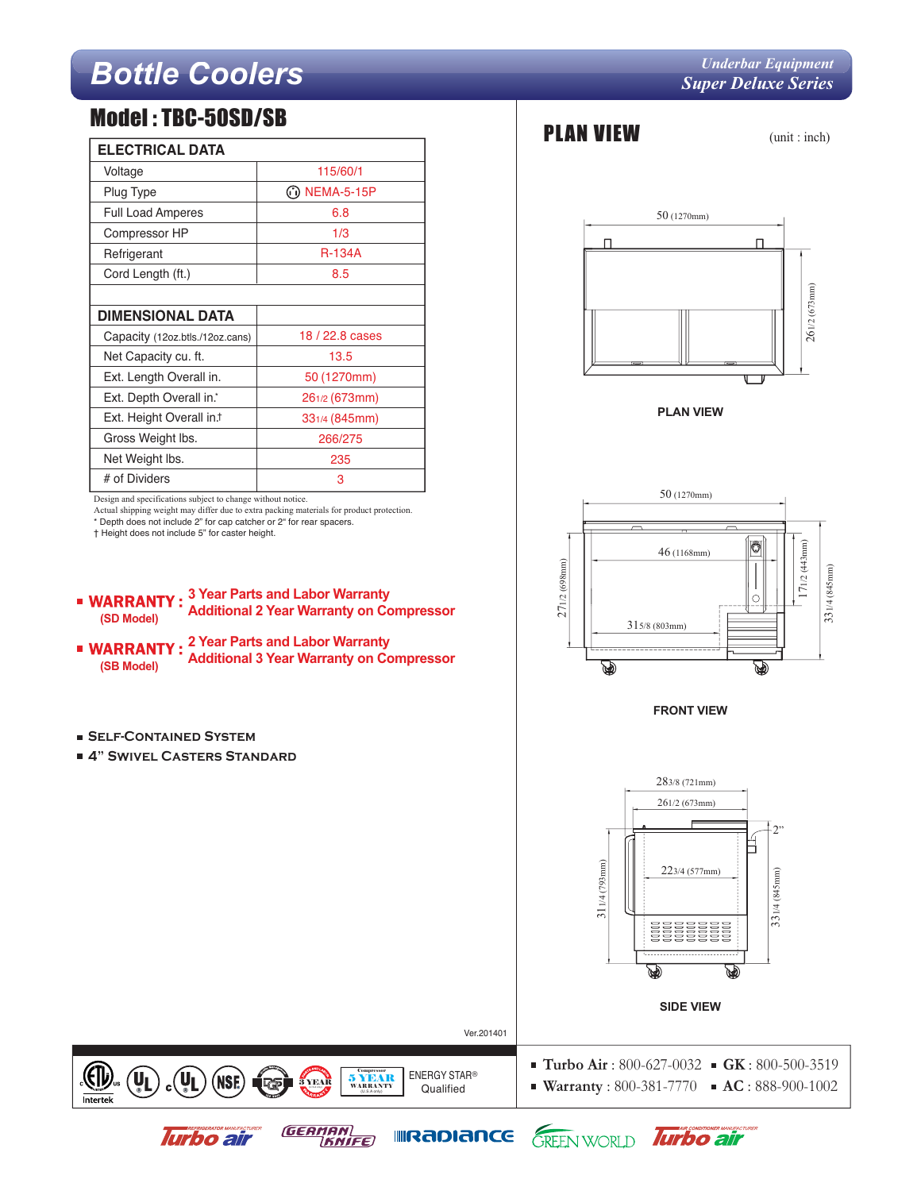# Bottle Coolers

*Underbar Equipment*
*Super Deluxe Series*

## Model : TBC-50SD/SB

| ELECTRICAL DATA | |
|---|---|
| Voltage | 115/60/1 |
| Plug Type | NEMA-5-15P |
| Full Load Amperes | 6.8 |
| Compressor HP | 1/3 |
| Refrigerant | R-134A |
| Cord Length (ft.) | 8.5 |
| | |
| **DIMENSIONAL DATA** | |
| Capacity (12oz.btls./12oz.cans) | 18 / 22.8 cases |
| Net Capacity cu. ft. | 13.5 |
| Ext. Length Overall in. | 50 (1270mm) |
| Ext. Depth Overall in.* | 26 1/2 (673mm) |
| Ext. Height Overall in.† | 33 1/4 (845mm) |
| Gross Weight lbs. | 266/275 |
| Net Weight lbs. | 235 |
| # of Dividers | 3 |

Design and specifications subject to change without notice.
Actual shipping weight may differ due to extra packing materials for product protection.
* Depth does not include 2" for cap catcher or 2" for rear spacers.
† Height does not include 5" for caster height.

- **WARRANTY : (SD Model)** 3 Year Parts and Labor Warranty
  Additional 2 Year Warranty on Compressor
- **WARRANTY : (SB Model)** 2 Year Parts and Labor Warranty
  Additional 3 Year Warranty on Compressor

- Self-Contained System
- 4" Swivel Casters Standard

## PLAN VIEW

(unit : inch)

50 (1270mm)
26 1/2 (673mm)

PLAN VIEW

50 (1270mm)
46 (1168mm)
31 5/8 (803mm)
27 1/2 (698mm)
17 1/2 (443mm)
33 1/4 (845mm)

FRONT VIEW

28 3/8 (721mm)
26 1/2 (673mm)
2"
22 3/4 (577mm)
31 1/4 (793mm)
33 1/4 (845mm)

SIDE VIEW

Ver.201401

Compressor 5 YEAR WARRANTY (U.S.A only)
ENERGY STAR® Qualified

- **Turbo Air** : 800-627-0032
- **GK** : 800-500-3519
- **Warranty** : 800-381-7770
- **AC** : 888-900-1002